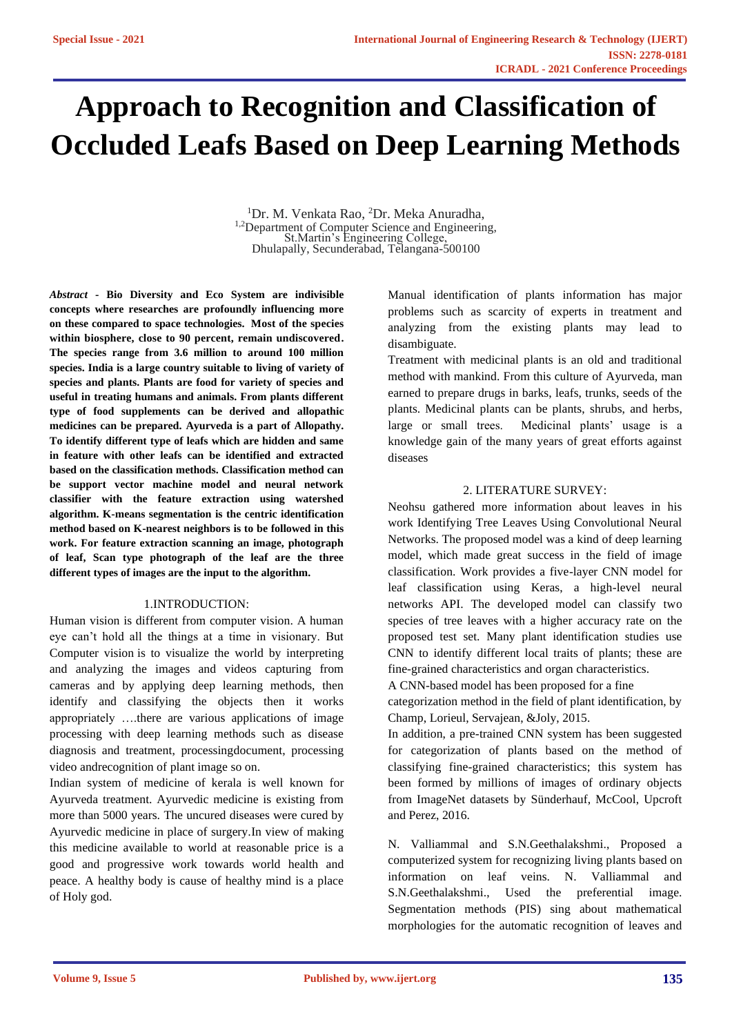# Approach to Recognition and Classification of Occluded Leafs Based on Deep Learning Methods

[1]Dr. M. Venkata Rao, [2]Dr. Meka Anuradha,
[1,2]Department of Computer Science and Engineering,
St.Martin's Engineering College,
Dhulapally, Secunderabad, Telangana-500100

***Abstract* - Bio Diversity and Eco System are indivisible concepts where researches are profoundly influencing more on these compared to space technologies. Most of the species within biosphere, close to 90 percent, remain undiscovered. The species range from 3.6 million to around 100 million species. India is a large country suitable to living of variety of species and plants. Plants are food for variety of species and useful in treating humans and animals. From plants different type of food supplements can be derived and allopathic medicines can be prepared. Ayurveda is a part of Allopathy. To identify different type of leafs which are hidden and same in feature with other leafs can be identified and extracted based on the classification methods. Classification method can be support vector machine model and neural network classifier with the feature extraction using watershed algorithm. K-means segmentation is the centric identification method based on K-nearest neighbors is to be followed in this work. For feature extraction scanning an image, photograph of leaf, Scan type photograph of the leaf are the three different types of images are the input to the algorithm.**

## 1.INTRODUCTION:

Human vision is different from computer vision. A human eye can't hold all the things at a time in visionary. But Computer vision is to visualize the world by interpreting and analyzing the images and videos capturing from cameras and by applying deep learning methods, then identify and classifying the objects then it works appropriately ….there are various applications of image processing with deep learning methods such as disease diagnosis and treatment, processingdocument, processing video andrecognition of plant image so on.

Indian system of medicine of kerala is well known for Ayurveda treatment. Ayurvedic medicine is existing from more than 5000 years. The uncured diseases were cured by Ayurvedic medicine in place of surgery.In view of making this medicine available to world at reasonable price is a good and progressive work towards world health and peace. A healthy body is cause of healthy mind is a place of Holy god.

Manual identification of plants information has major problems such as scarcity of experts in treatment and analyzing from the existing plants may lead to disambiguate.

Treatment with medicinal plants is an old and traditional method with mankind. From this culture of Ayurveda, man earned to prepare drugs in barks, leafs, trunks, seeds of the plants. Medicinal plants can be plants, shrubs, and herbs, large or small trees. Medicinal plants' usage is a knowledge gain of the many years of great efforts against diseases

## 2. LITERATURE SURVEY:

Neohsu gathered more information about leaves in his work Identifying Tree Leaves Using Convolutional Neural Networks. The proposed model was a kind of deep learning model, which made great success in the field of image classification. Work provides a five-layer CNN model for leaf classification using Keras, a high-level neural networks API. The developed model can classify two species of tree leaves with a higher accuracy rate on the proposed test set. Many plant identification studies use CNN to identify different local traits of plants; these are fine-grained characteristics and organ characteristics.

A CNN-based model has been proposed for a fine categorization method in the field of plant identification, by Champ, Lorieul, Servajean, &Joly, 2015.

In addition, a pre-trained CNN system has been suggested for categorization of plants based on the method of classifying fine-grained characteristics; this system has been formed by millions of images of ordinary objects from ImageNet datasets by Sünderhauf, McCool, Upcroft and Perez, 2016.

N. Valliammal and S.N.Geethalakshmi., Proposed a computerized system for recognizing living plants based on information on leaf veins. N. Valliammal and S.N.Geethalakshmi., Used the preferential image. Segmentation methods (PIS) sing about mathematical morphologies for the automatic recognition of leaves and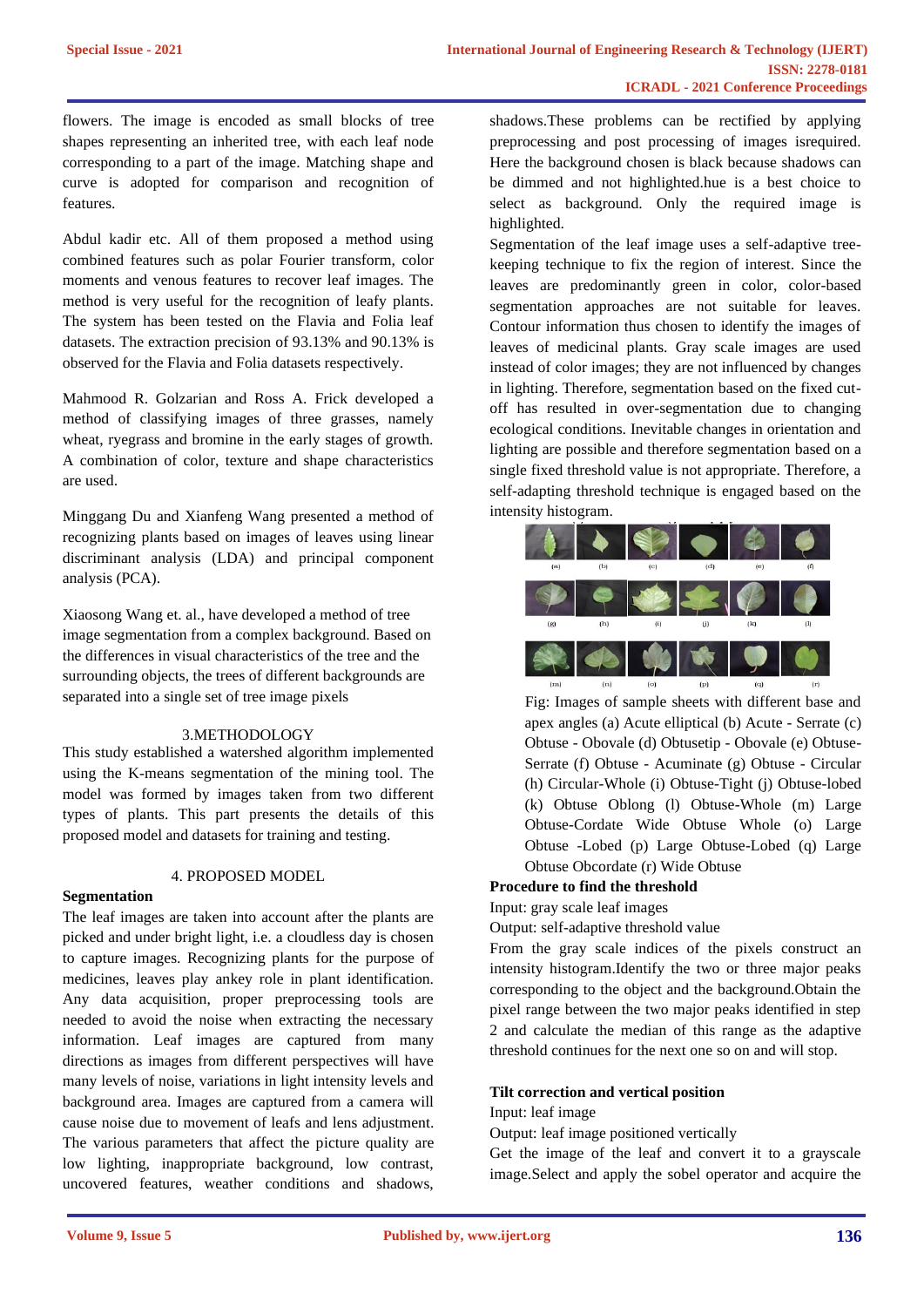flowers. The image is encoded as small blocks of tree shapes representing an inherited tree, with each leaf node corresponding to a part of the image. Matching shape and curve is adopted for comparison and recognition of features.

Abdul kadir etc. All of them proposed a method using combined features such as polar Fourier transform, color moments and venous features to recover leaf images. The method is very useful for the recognition of leafy plants. The system has been tested on the Flavia and Folia leaf datasets. The extraction precision of 93.13% and 90.13% is observed for the Flavia and Folia datasets respectively.

Mahmood R. Golzarian and Ross A. Frick developed a method of classifying images of three grasses, namely wheat, ryegrass and bromine in the early stages of growth. A combination of color, texture and shape characteristics are used.

Minggang Du and Xianfeng Wang presented a method of recognizing plants based on images of leaves using linear discriminant analysis (LDA) and principal component analysis (PCA).

Xiaosong Wang et. al., have developed a method of tree image segmentation from a complex background. Based on the differences in visual characteristics of the tree and the surrounding objects, the trees of different backgrounds are separated into a single set of tree image pixels

## 3.METHODOLOGY

This study established a watershed algorithm implemented using the K-means segmentation of the mining tool. The model was formed by images taken from two different types of plants. This part presents the details of this proposed model and datasets for training and testing.

## 4. PROPOSED MODEL

**Segmentation**

The leaf images are taken into account after the plants are picked and under bright light, i.e. a cloudless day is chosen to capture images. Recognizing plants for the purpose of medicines, leaves play ankey role in plant identification. Any data acquisition, proper preprocessing tools are needed to avoid the noise when extracting the necessary information. Leaf images are captured from many directions as images from different perspectives will have many levels of noise, variations in light intensity levels and background area. Images are captured from a camera will cause noise due to movement of leafs and lens adjustment. The various parameters that affect the picture quality are low lighting, inappropriate background, low contrast, uncovered features, weather conditions and shadows, shadows.These problems can be rectified by applying preprocessing and post processing of images isrequired. Here the background chosen is black because shadows can be dimmed and not highlighted.hue is a best choice to select as background. Only the required image is highlighted.

Segmentation of the leaf image uses a self-adaptive tree-keeping technique to fix the region of interest. Since the leaves are predominantly green in color, color-based segmentation approaches are not suitable for leaves. Contour information thus chosen to identify the images of leaves of medicinal plants. Gray scale images are used instead of color images; they are not influenced by changes in lighting. Therefore, segmentation based on the fixed cut-off has resulted in over-segmentation due to changing ecological conditions. Inevitable changes in orientation and lighting are possible and therefore segmentation based on a single fixed threshold value is not appropriate. Therefore, a self-adapting threshold technique is engaged based on the intensity histogram.

Fig: Images of sample sheets with different base and apex angles (a) Acute elliptical (b) Acute - Serrate (c) Obtuse - Obovale (d) Obtusetip - Obovale (e) Obtuse-Serrate (f) Obtuse - Acuminate (g) Obtuse - Circular (h) Circular-Whole (i) Obtuse-Tight (j) Obtuse-lobed (k) Obtuse Oblong (l) Obtuse-Whole (m) Large Obtuse-Cordate Wide Obtuse Whole (o) Large Obtuse -Lobed (p) Large Obtuse-Lobed (q) Large Obtuse Obcordate (r) Wide Obtuse

**Procedure to find the threshold**

Input: gray scale leaf images

Output: self-adaptive threshold value

From the gray scale indices of the pixels construct an intensity histogram.Identify the two or three major peaks corresponding to the object and the background.Obtain the pixel range between the two major peaks identified in step 2 and calculate the median of this range as the adaptive threshold continues for the next one so on and will stop.

**Tilt correction and vertical position**

Input: leaf image

Output: leaf image positioned vertically

Get the image of the leaf and convert it to a grayscale image.Select and apply the sobel operator and acquire the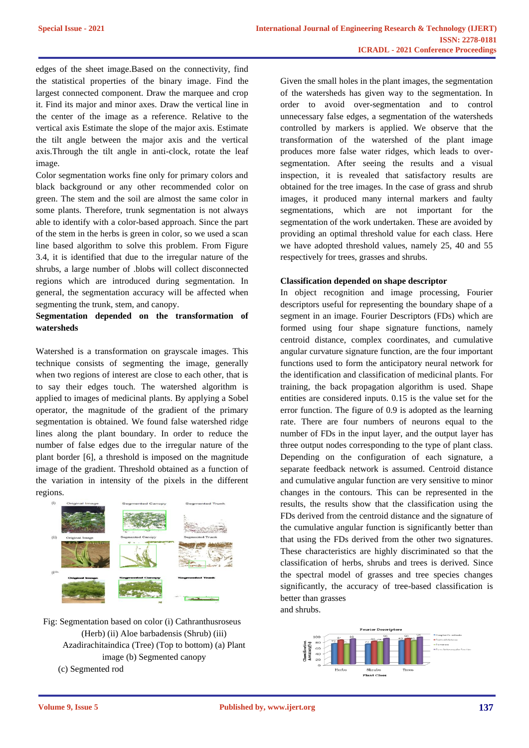edges of the sheet image.Based on the connectivity, find the statistical properties of the binary image. Find the largest connected component. Draw the marquee and crop it. Find its major and minor axes. Draw the vertical line in the center of the image as a reference. Relative to the vertical axis Estimate the slope of the major axis. Estimate the tilt angle between the major axis and the vertical axis.Through the tilt angle in anti-clock, rotate the leaf image.

Color segmentation works fine only for primary colors and black background or any other recommended color on green. The stem and the soil are almost the same color in some plants. Therefore, trunk segmentation is not always able to identify with a color-based approach. Since the part of the stem in the herbs is green in color, so we used a scan line based algorithm to solve this problem. From Figure 3.4, it is identified that due to the irregular nature of the shrubs, a large number of .blobs will collect disconnected regions which are introduced during segmentation. In general, the segmentation accuracy will be affected when segmenting the trunk, stem, and canopy.

**Segmentation depended on the transformation of watersheds**

Watershed is a transformation on grayscale images. This technique consists of segmenting the image, generally when two regions of interest are close to each other, that is to say their edges touch. The watershed algorithm is applied to images of medicinal plants. By applying a Sobel operator, the magnitude of the gradient of the primary segmentation is obtained. We found false watershed ridge lines along the plant boundary. In order to reduce the number of false edges due to the irregular nature of the plant border [6], a threshold is imposed on the magnitude image of the gradient. Threshold obtained as a function of the variation in intensity of the pixels in the different regions.

Fig: Segmentation based on color (i) Cathranthusroseus (Herb) (ii) Aloe barbadensis (Shrub) (iii) Azadirachitaindica (Tree) (Top to bottom) (a) Plant image (b) Segmented canopy (c) Segmented rod

Given the small holes in the plant images, the segmentation of the watersheds has given way to the segmentation. In order to avoid over-segmentation and to control unnecessary false edges, a segmentation of the watersheds controlled by markers is applied. We observe that the transformation of the watershed of the plant image produces more false water ridges, which leads to over-segmentation. After seeing the results and a visual inspection, it is revealed that satisfactory results are obtained for the tree images. In the case of grass and shrub images, it produced many internal markers and faulty segmentations, which are not important for the segmentation of the work undertaken. These are avoided by providing an optimal threshold value for each class. Here we have adopted threshold values, namely 25, 40 and 55 respectively for trees, grasses and shrubs.

**Classification depended on shape descriptor**

In object recognition and image processing, Fourier descriptors useful for representing the boundary shape of a segment in an image. Fourier Descriptors (FDs) which are formed using four shape signature functions, namely centroid distance, complex coordinates, and cumulative angular curvature signature function, are the four important functions used to form the anticipatory neural network for the identification and classification of medicinal plants. For training, the back propagation algorithm is used. Shape entities are considered inputs. 0.15 is the value set for the error function. The figure of 0.9 is adopted as the learning rate. There are four numbers of neurons equal to the number of FDs in the input layer, and the output layer has three output nodes corresponding to the type of plant class. Depending on the configuration of each signature, a separate feedback network is assumed. Centroid distance and cumulative angular function are very sensitive to minor changes in the contours. This can be represented in the results, the results show that the classification using the FDs derived from the centroid distance and the signature of the cumulative angular function is significantly better than that using the FDs derived from the other two signatures. These characteristics are highly discriminated so that the classification of herbs, shrubs and trees is derived. Since the spectral model of grasses and tree species changes significantly, the accuracy of tree-based classification is better than grasses and shrubs.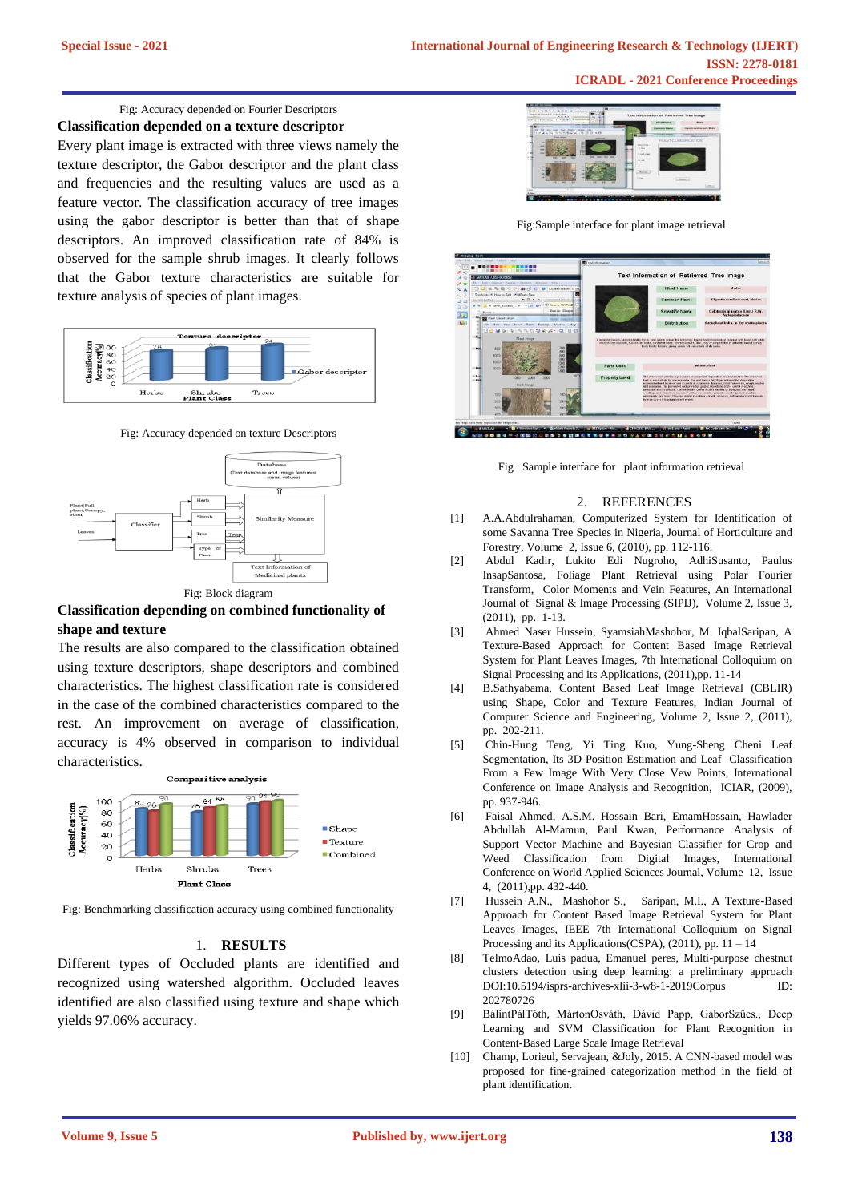Fig: Accuracy depended on Fourier Descriptors

### Classification depended on a texture descriptor

Every plant image is extracted with three views namely the texture descriptor, the Gabor descriptor and the plant class and frequencies and the resulting values are used as a feature vector. The classification accuracy of tree images using the gabor descriptor is better than that of shape descriptors. An improved classification rate of 84% is observed for the sample shrub images. It clearly follows that the Gabor texture characteristics are suitable for texture analysis of species of plant images.

Texture descriptor
Classification Accuracy(%)
100
80
60
40
20
0
78
84
94
Herbs
Shrubs
Trees
Plant Class
Gabor descriptor

Fig: Accuracy depended on texture Descriptors

Database
(Text database and image features mean values)
Plant(Full plant, Canopy, stem)
Leaves
Classifier
Herb
Shrub
Tree
Type of Plant
Tree
Similarity Measure
Text Information of Medicinal plants

Fig: Block diagram

### Classification depending on combined functionality of shape and texture

The results are also compared to the classification obtained using texture descriptors, shape descriptors and combined characteristics. The highest classification rate is considered in the case of the combined characteristics compared to the rest. An improvement on average of classification, accuracy is 4% observed in comparison to individual characteristics.

Comparitive analysis
Classification Accuracy(%)
100
80
60
40
20
0
83
78
90
76
84
88
90
94
96
Herbs
Shrubs
Trees
Plant Class
Shape
Texture
Combined

Fig: Benchmarking classification accuracy using combined functionality

## 1. RESULTS

Different types of Occluded plants are identified and recognized using watershed algorithm. Occluded leaves identified are also classified using texture and shape which yields 97.06% accuracy.

Fig:Sample interface for plant image retrieval

Fig : Sample interface for plant information retrieval

## 2. REFERENCES

[1] A.A.Abdulrahaman, Computerized System for Identification of some Savanna Tree Species in Nigeria, Journal of Horticulture and Forestry, Volume 2, Issue 6, (2010), pp. 112-116.

[2] Abdul Kadir, Lukito Edi Nugroho, AdhiSusanto, Paulus InsapSantosa, Foliage Plant Retrieval using Polar Fourier Transform, Color Moments and Vein Features, An International Journal of Signal & Image Processing (SIPIJ), Volume 2, Issue 3, (2011), pp. 1-13.

[3] Ahmed Naser Hussein, SyamsiahMashohor, M. IqbalSaripan, A Texture-Based Approach for Content Based Image Retrieval System for Plant Leaves Images, 7th International Colloquium on Signal Processing and its Applications, (2011),pp. 11-14

[4] B.Sathyabama, Content Based Leaf Image Retrieval (CBLIR) using Shape, Color and Texture Features, Indian Journal of Computer Science and Engineering, Volume 2, Issue 2, (2011), pp. 202-211.

[5] Chin-Hung Teng, Yi Ting Kuo, Yung-Sheng Cheni Leaf Segmentation, Its 3D Position Estimation and Leaf Classification From a Few Image With Very Close Vew Points, International Conference on Image Analysis and Recognition, ICIAR, (2009), pp. 937-946.

[6] Faisal Ahmed, A.S.M. Hossain Bari, EmamHossain, Hawlader Abdullah Al-Mamun, Paul Kwan, Performance Analysis of Support Vector Machine and Bayesian Classifier for Crop and Weed Classification from Digital Images, International Conference on World Applied Sciences Journal, Volume 12, Issue 4, (2011),pp. 432-440.

[7] Hussein A.N., Mashohor S., Saripan, M.I., A Texture-Based Approach for Content Based Image Retrieval System for Plant Leaves Images, IEEE 7th International Colloquium on Signal Processing and its Applications(CSPA), (2011), pp. 11 – 14

[8] TelmoAdao, Luis padua, Emanuel peres, Multi-purpose chestnut clusters detection using deep learning: a preliminary approach DOI:10.5194/isprs-archives-xlii-3-w8-1-2019Corpus ID: 202780726

[9] BálintPálTóth, MártonOsváth, Dávid Papp, GáborSzűcs., Deep Learning and SVM Classification for Plant Recognition in Content-Based Large Scale Image Retrieval

[10] Champ, Lorieul, Servajean, &Joly, 2015. A CNN-based model was proposed for fine-grained categorization method in the field of plant identification.